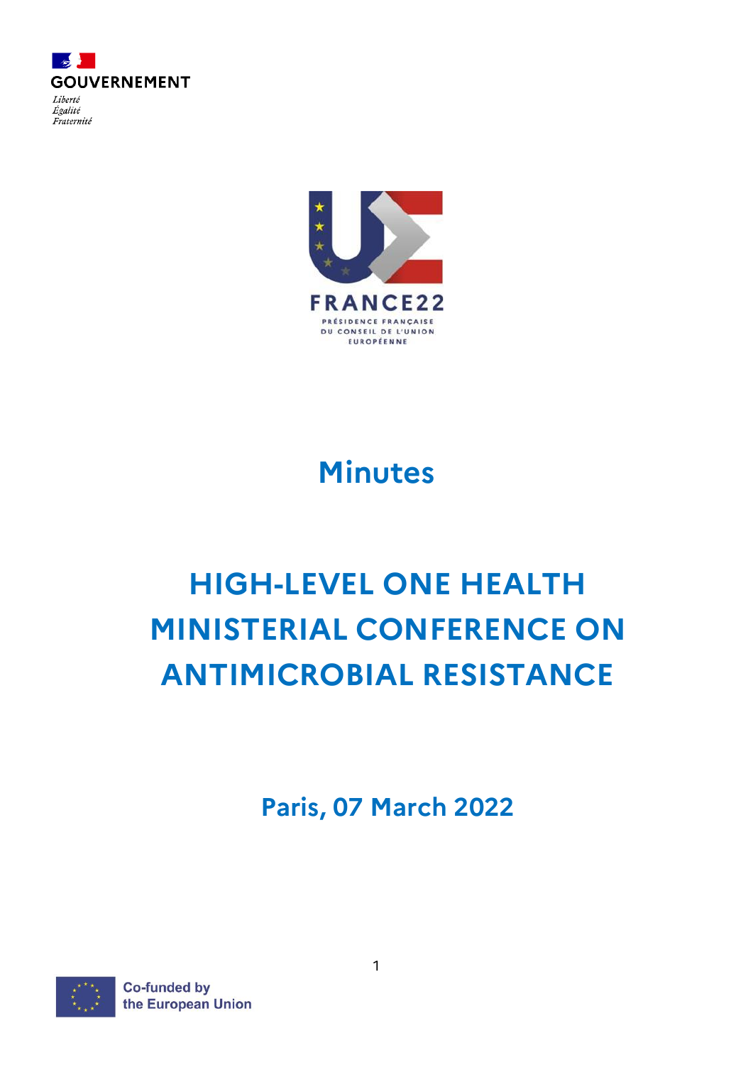GOUVERNEMENT

*Liberté*
*Égalité*
*Fraternité*

FRANCE22
PRÉSIDENCE FRANÇAISE DU CONSEIL DE L'UNION EUROPÉENNE

# Minutes

# HIGH-LEVEL ONE HEALTH MINISTERIAL CONFERENCE ON ANTIMICROBIAL RESISTANCE

## Paris, 07 March 2022

Co-funded by the European Union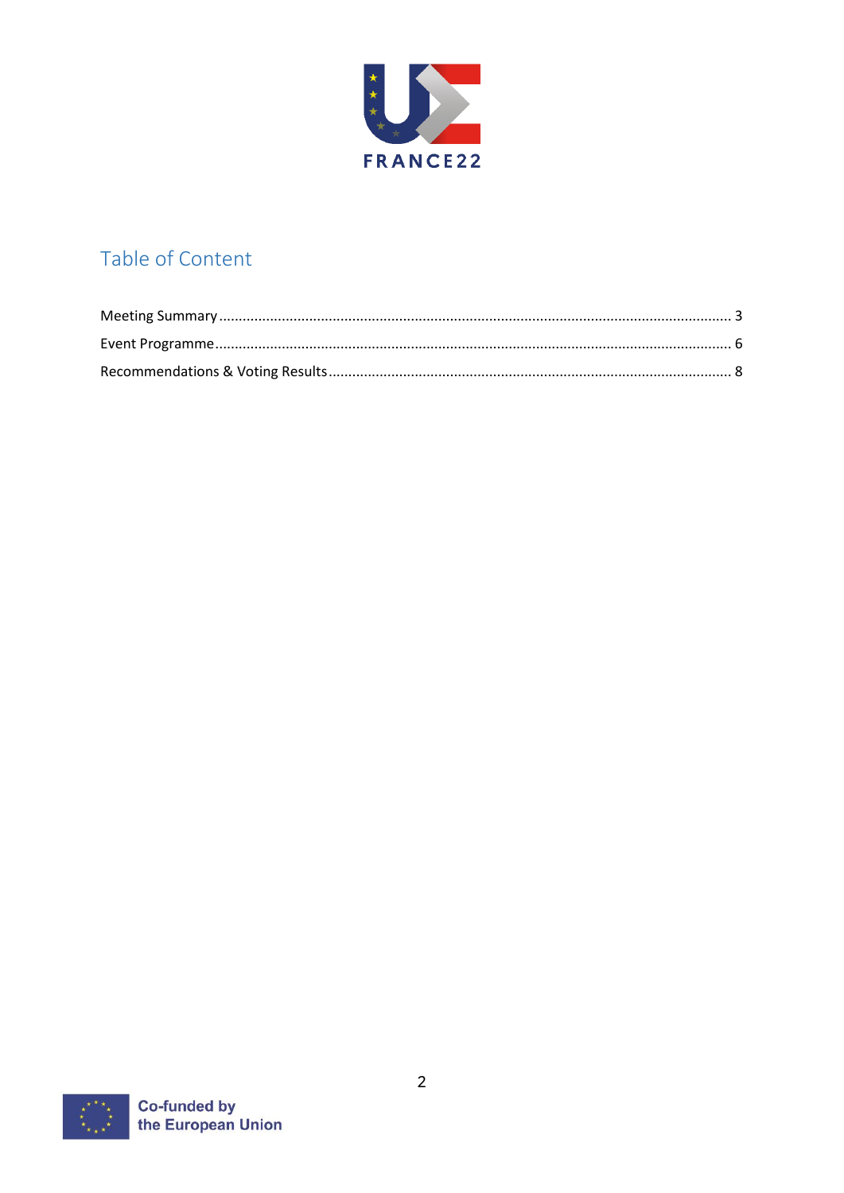## Table of Content

Meeting Summary ........................................................................................................................ 3

Event Programme ........................................................................................................................ 6

Recommendations & Voting Results ........................................................................................... 8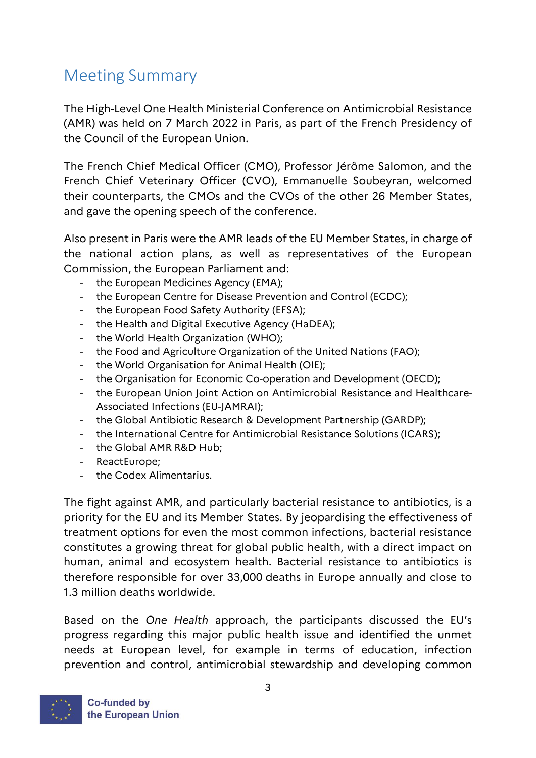# Meeting Summary

The High-Level One Health Ministerial Conference on Antimicrobial Resistance (AMR) was held on 7 March 2022 in Paris, as part of the French Presidency of the Council of the European Union.

The French Chief Medical Officer (CMO), Professor Jérôme Salomon, and the French Chief Veterinary Officer (CVO), Emmanuelle Soubeyran, welcomed their counterparts, the CMOs and the CVOs of the other 26 Member States, and gave the opening speech of the conference.

Also present in Paris were the AMR leads of the EU Member States, in charge of the national action plans, as well as representatives of the European Commission, the European Parliament and:

- the European Medicines Agency (EMA);
- the European Centre for Disease Prevention and Control (ECDC);
- the European Food Safety Authority (EFSA);
- the Health and Digital Executive Agency (HaDEA);
- the World Health Organization (WHO);
- the Food and Agriculture Organization of the United Nations (FAO);
- the World Organisation for Animal Health (OIE);
- the Organisation for Economic Co-operation and Development (OECD);
- the European Union Joint Action on Antimicrobial Resistance and Healthcare-Associated Infections (EU-JAMRAI);
- the Global Antibiotic Research & Development Partnership (GARDP);
- the International Centre for Antimicrobial Resistance Solutions (ICARS);
- the Global AMR R&D Hub;
- ReactEurope;
- the Codex Alimentarius.

The fight against AMR, and particularly bacterial resistance to antibiotics, is a priority for the EU and its Member States. By jeopardising the effectiveness of treatment options for even the most common infections, bacterial resistance constitutes a growing threat for global public health, with a direct impact on human, animal and ecosystem health. Bacterial resistance to antibiotics is therefore responsible for over 33,000 deaths in Europe annually and close to 1.3 million deaths worldwide.

Based on the *One Health* approach, the participants discussed the EU's progress regarding this major public health issue and identified the unmet needs at European level, for example in terms of education, infection prevention and control, antimicrobial stewardship and developing common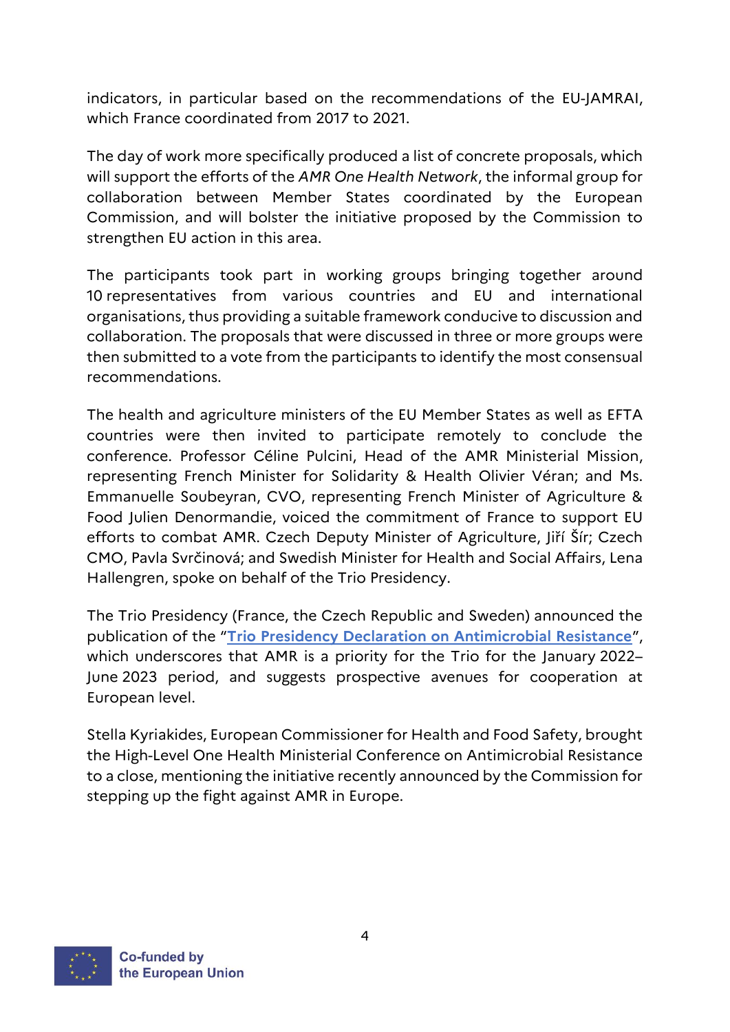indicators, in particular based on the recommendations of the EU-JAMRAI, which France coordinated from 2017 to 2021.

The day of work more specifically produced a list of concrete proposals, which will support the efforts of the *AMR One Health Network*, the informal group for collaboration between Member States coordinated by the European Commission, and will bolster the initiative proposed by the Commission to strengthen EU action in this area.

The participants took part in working groups bringing together around 10 representatives from various countries and EU and international organisations, thus providing a suitable framework conducive to discussion and collaboration. The proposals that were discussed in three or more groups were then submitted to a vote from the participants to identify the most consensual recommendations.

The health and agriculture ministers of the EU Member States as well as EFTA countries were then invited to participate remotely to conclude the conference. Professor Céline Pulcini, Head of the AMR Ministerial Mission, representing French Minister for Solidarity & Health Olivier Véran; and Ms. Emmanuelle Soubeyran, CVO, representing French Minister of Agriculture & Food Julien Denormandie, voiced the commitment of France to support EU efforts to combat AMR. Czech Deputy Minister of Agriculture, Jiří Šír; Czech CMO, Pavla Svrčinová; and Swedish Minister for Health and Social Affairs, Lena Hallengren, spoke on behalf of the Trio Presidency.

The Trio Presidency (France, the Czech Republic and Sweden) announced the publication of the "**Trio Presidency Declaration on Antimicrobial Resistance**", which underscores that AMR is a priority for the Trio for the January 2022–June 2023 period, and suggests prospective avenues for cooperation at European level.

Stella Kyriakides, European Commissioner for Health and Food Safety, brought the High-Level One Health Ministerial Conference on Antimicrobial Resistance to a close, mentioning the initiative recently announced by the Commission for stepping up the fight against AMR in Europe.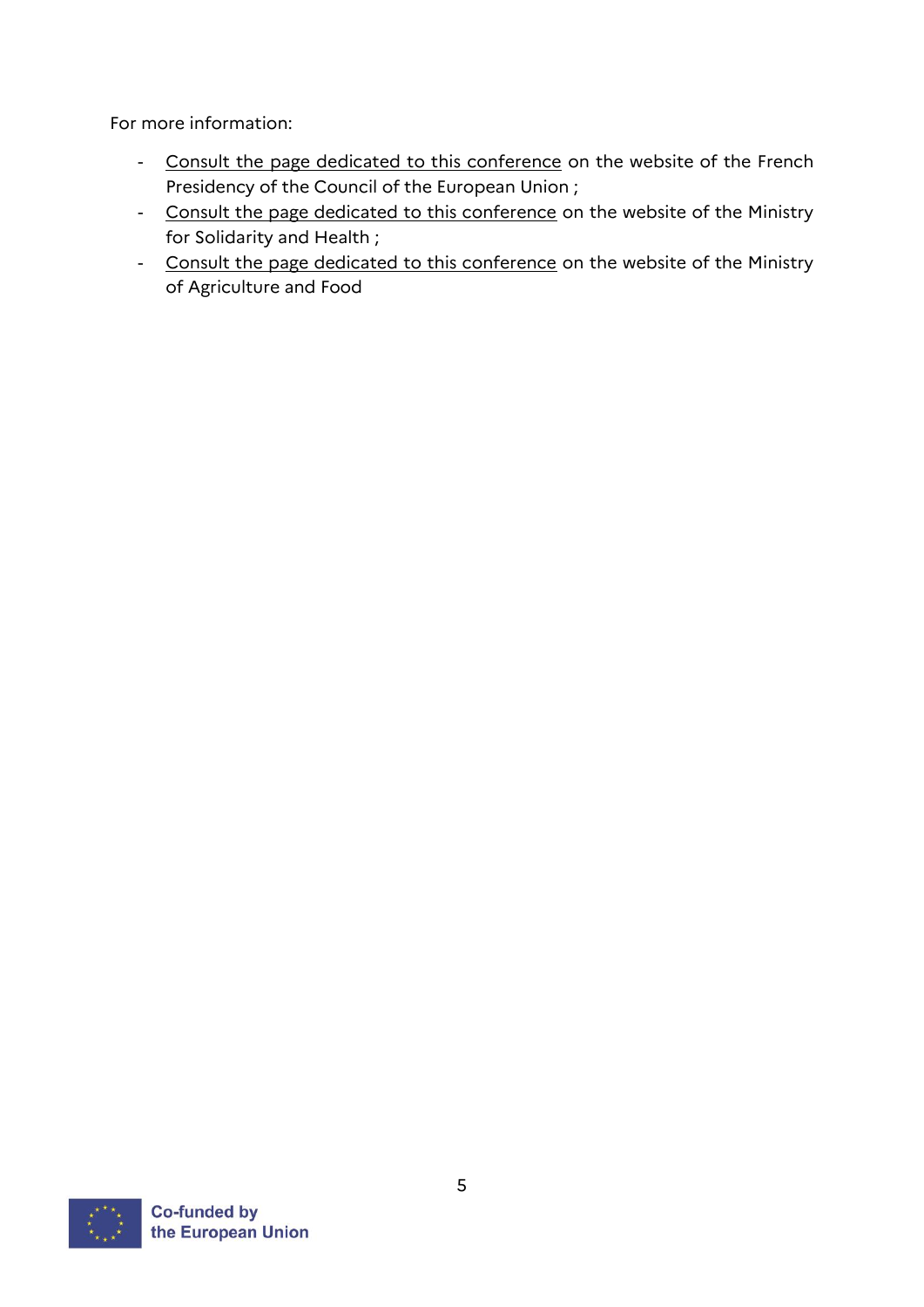For more information:

- Consult the page dedicated to this conference on the website of the French Presidency of the Council of the European Union ;
- Consult the page dedicated to this conference on the website of the Ministry for Solidarity and Health ;
- Consult the page dedicated to this conference on the website of the Ministry of Agriculture and Food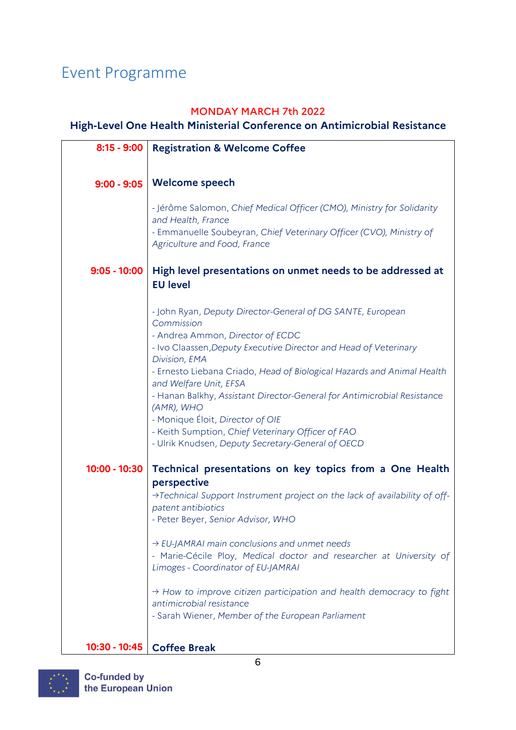## Event Programme

**MONDAY MARCH 7th 2022**

**High-Level One Health Ministerial Conference on Antimicrobial Resistance**

| | |
|---|---|
| **8:15 - 9:00** | **Registration & Welcome Coffee** |
| **9:00 - 9:05** | **Welcome speech**<br><br>- Jérôme Salomon, *Chief Medical Officer (CMO), Ministry for Solidarity and Health, France*<br>- Emmanuelle Soubeyran, *Chief Veterinary Officer (CVO), Ministry of Agriculture and Food, France* |
| **9:05 - 10:00** | **High level presentations on unmet needs to be addressed at EU level**<br><br>- John Ryan, *Deputy Director-General of DG SANTE, European Commission*<br>- Andrea Ammon, *Director of ECDC*<br>- Ivo Claassen,*Deputy Executive Director and Head of Veterinary Division, EMA*<br>- Ernesto Liebana Criado, *Head of Biological Hazards and Animal Health and Welfare Unit, EFSA*<br>- Hanan Balkhy, *Assistant Director-General for Antimicrobial Resistance (AMR), WHO*<br>- Monique Éloit, *Director of OIE*<br>- Keith Sumption, *Chief Veterinary Officer of FAO*<br>- Ulrik Knudsen, *Deputy Secretary-General of OECD* |
| **10:00 - 10:30** | **Technical presentations on key topics from a One Health perspective**<br>→*Technical Support Instrument project on the lack of availability of off-patent antibiotics*<br>- Peter Beyer, *Senior Advisor, WHO*<br><br>→ *EU-JAMRAI main conclusions and unmet needs*<br>- Marie-Cécile Ploy, *Medical doctor and researcher at University of Limoges - Coordinator of EU-JAMRAI*<br><br>→ *How to improve citizen participation and health democracy to fight antimicrobial resistance*<br>- Sarah Wiener, *Member of the European Parliament* |
| **10:30 - 10:45** | **Coffee Break** |

Co-funded by the European Union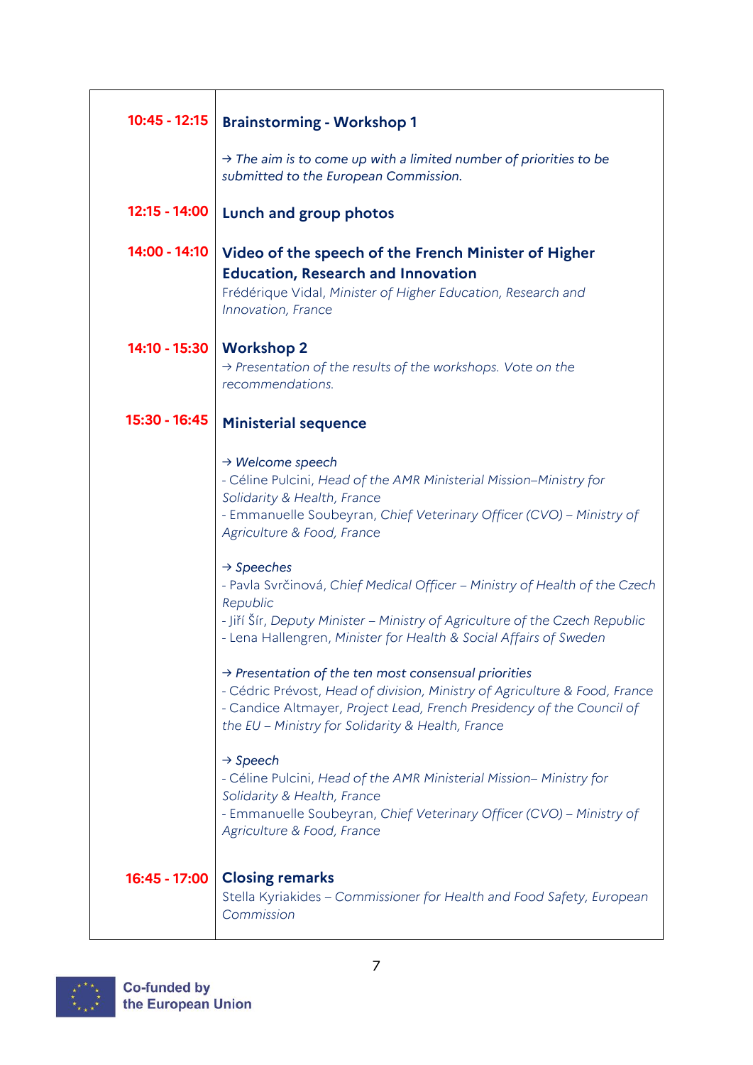| | |
|---|---|
| **10:45 - 12:15** | **Brainstorming - Workshop 1**<br><br>→ *The aim is to come up with a limited number of priorities to be submitted to the European Commission.* |
| **12:15 - 14:00** | **Lunch and group photos** |
| **14:00 - 14:10** | **Video of the speech of the French Minister of Higher Education, Research and Innovation**<br>Frédérique Vidal, *Minister of Higher Education, Research and Innovation, France* |
| **14:10 - 15:30** | **Workshop 2**<br>→ *Presentation of the results of the workshops. Vote on the recommendations.* |
| **15:30 - 16:45** | **Ministerial sequence**<br><br>→ *Welcome speech*<br>- Céline Pulcini, *Head of the AMR Ministerial Mission–Ministry for Solidarity & Health, France*<br>- Emmanuelle Soubeyran, *Chief Veterinary Officer (CVO) – Ministry of Agriculture & Food, France*<br><br>→ *Speeches*<br>- Pavla Svrčinová, *Chief Medical Officer – Ministry of Health of the Czech Republic*<br>- Jiří Šír, *Deputy Minister – Ministry of Agriculture of the Czech Republic*<br>- Lena Hallengren, *Minister for Health & Social Affairs of Sweden*<br><br>→ *Presentation of the ten most consensual priorities*<br>- Cédric Prévost, *Head of division, Ministry of Agriculture & Food, France*<br>- Candice Altmayer, *Project Lead, French Presidency of the Council of the EU – Ministry for Solidarity & Health, France*<br><br>→ *Speech*<br>- Céline Pulcini, *Head of the AMR Ministerial Mission– Ministry for Solidarity & Health, France*<br>- Emmanuelle Soubeyran, *Chief Veterinary Officer (CVO) – Ministry of Agriculture & Food, France* |
| **16:45 - 17:00** | **Closing remarks**<br>Stella Kyriakides – *Commissioner for Health and Food Safety, European Commission* |

Co-funded by the European Union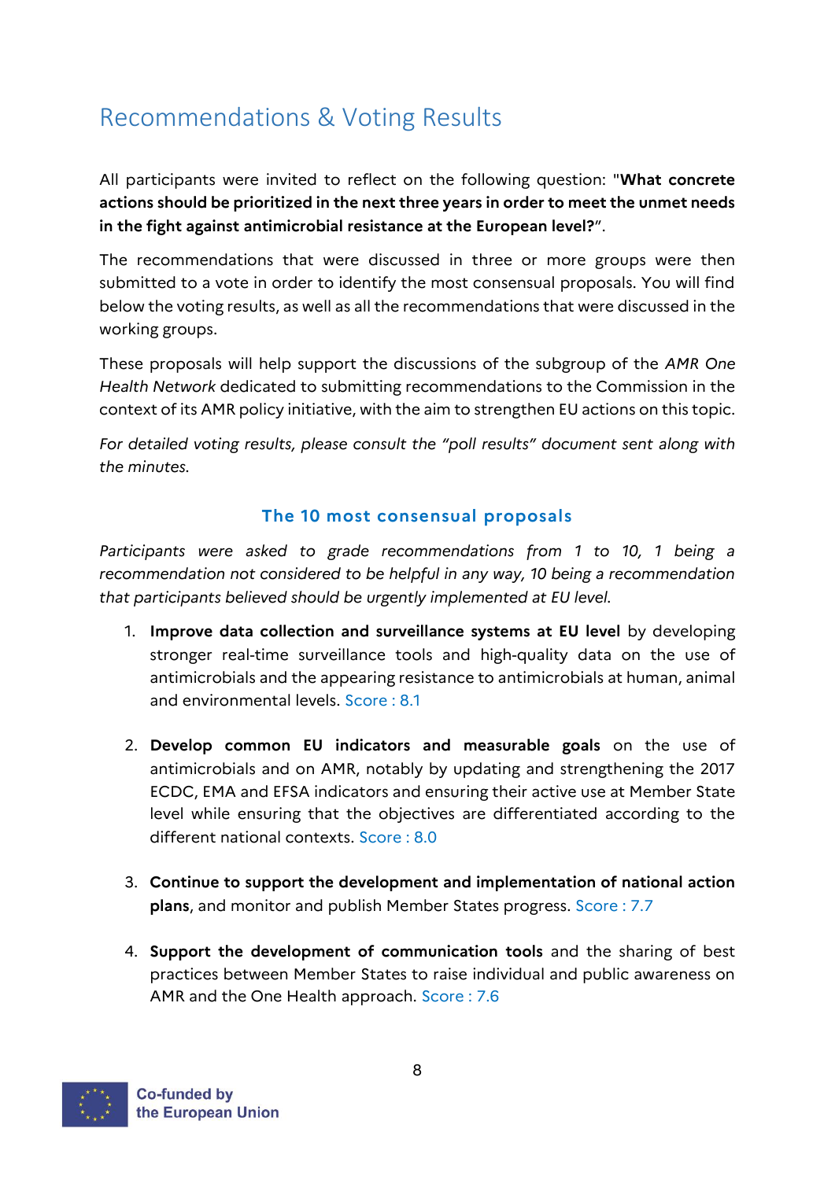## Recommendations & Voting Results

All participants were invited to reflect on the following question: "**What concrete actions should be prioritized in the next three years in order to meet the unmet needs in the fight against antimicrobial resistance at the European level?**".

The recommendations that were discussed in three or more groups were then submitted to a vote in order to identify the most consensual proposals. You will find below the voting results, as well as all the recommendations that were discussed in the working groups.

These proposals will help support the discussions of the subgroup of the *AMR One Health Network* dedicated to submitting recommendations to the Commission in the context of its AMR policy initiative, with the aim to strengthen EU actions on this topic.

*For detailed voting results, please consult the "poll results" document sent along with the minutes.*

### The 10 most consensual proposals

*Participants were asked to grade recommendations from 1 to 10, 1 being a recommendation not considered to be helpful in any way, 10 being a recommendation that participants believed should be urgently implemented at EU level.*

1. **Improve data collection and surveillance systems at EU level** by developing stronger real-time surveillance tools and high-quality data on the use of antimicrobials and the appearing resistance to antimicrobials at human, animal and environmental levels. Score : 8.1

2. **Develop common EU indicators and measurable goals** on the use of antimicrobials and on AMR, notably by updating and strengthening the 2017 ECDC, EMA and EFSA indicators and ensuring their active use at Member State level while ensuring that the objectives are differentiated according to the different national contexts. Score : 8.0

3. **Continue to support the development and implementation of national action plans**, and monitor and publish Member States progress. Score : 7.7

4. **Support the development of communication tools** and the sharing of best practices between Member States to raise individual and public awareness on AMR and the One Health approach. Score : 7.6

Co-funded by the European Union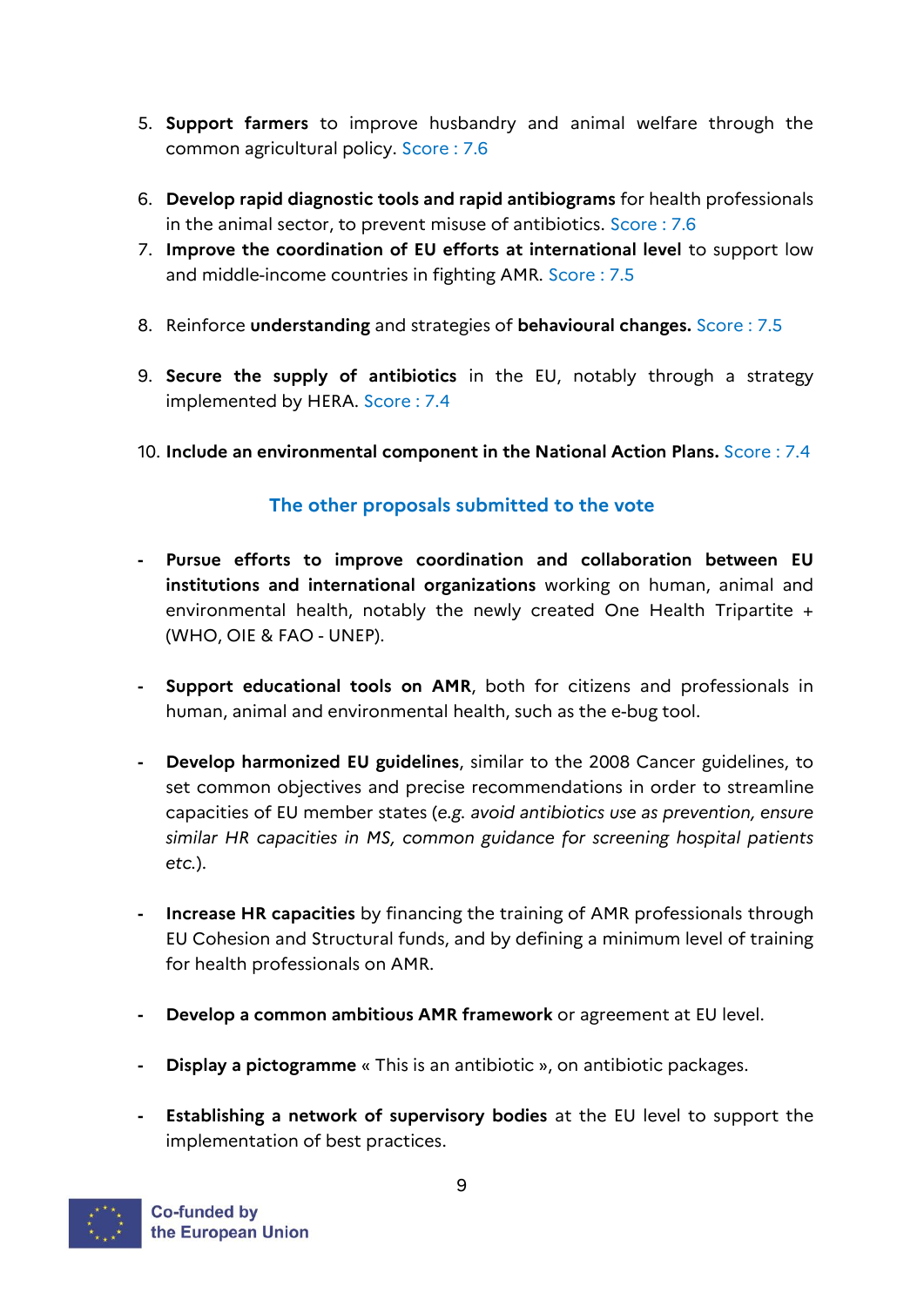5. **Support farmers** to improve husbandry and animal welfare through the common agricultural policy. Score : 7.6

6. **Develop rapid diagnostic tools and rapid antibiograms** for health professionals in the animal sector, to prevent misuse of antibiotics. Score : 7.6

7. **Improve the coordination of EU efforts at international level** to support low and middle-income countries in fighting AMR. Score : 7.5

8. Reinforce **understanding** and strategies of **behavioural changes.** Score : 7.5

9. **Secure the supply of antibiotics** in the EU, notably through a strategy implemented by HERA. Score : 7.4

10. **Include an environmental component in the National Action Plans.** Score : 7.4

## The other proposals submitted to the vote

- **Pursue efforts to improve coordination and collaboration between EU institutions and international organizations** working on human, animal and environmental health, notably the newly created One Health Tripartite + (WHO, OIE & FAO - UNEP).

- **Support educational tools on AMR**, both for citizens and professionals in human, animal and environmental health, such as the e-bug tool.

- **Develop harmonized EU guidelines**, similar to the 2008 Cancer guidelines, to set common objectives and precise recommendations in order to streamline capacities of EU member states (*e.g. avoid antibiotics use as prevention, ensure similar HR capacities in MS, common guidance for screening hospital patients etc.*).

- **Increase HR capacities** by financing the training of AMR professionals through EU Cohesion and Structural funds, and by defining a minimum level of training for health professionals on AMR.

- **Develop a common ambitious AMR framework** or agreement at EU level.

- **Display a pictogramme** « This is an antibiotic », on antibiotic packages.

- **Establishing a network of supervisory bodies** at the EU level to support the implementation of best practices.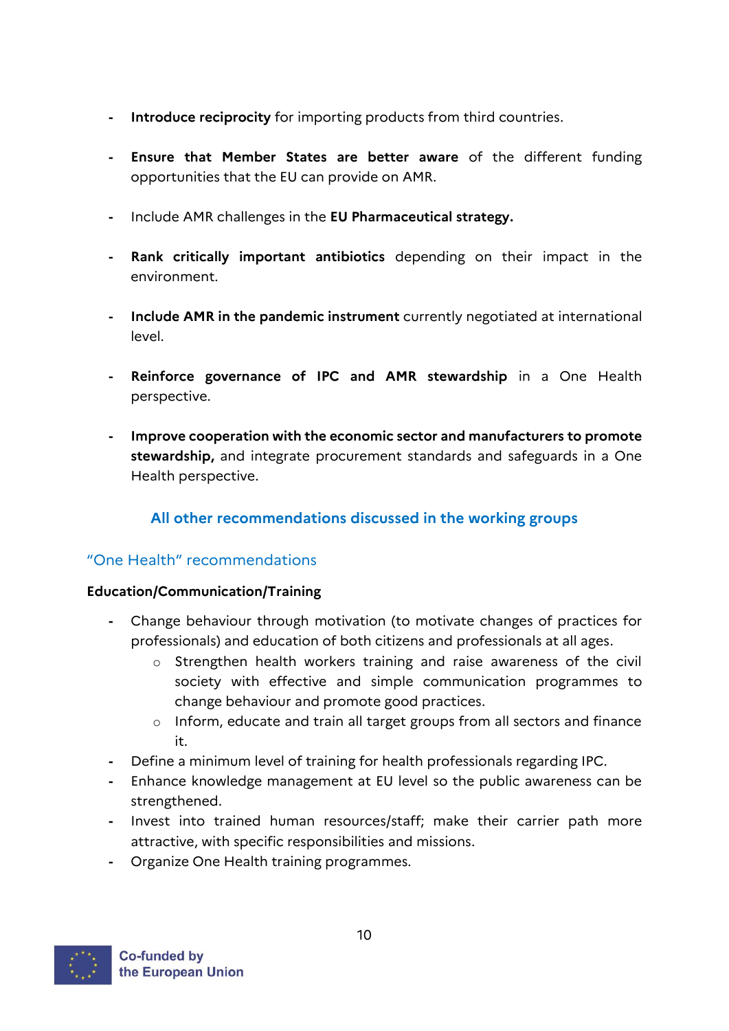- **Introduce reciprocity** for importing products from third countries.

- **Ensure that Member States are better aware** of the different funding opportunities that the EU can provide on AMR.

- Include AMR challenges in the **EU Pharmaceutical strategy.**

- **Rank critically important antibiotics** depending on their impact in the environment.

- **Include AMR in the pandemic instrument** currently negotiated at international level.

- **Reinforce governance of IPC and AMR stewardship** in a One Health perspective.

- **Improve cooperation with the economic sector and manufacturers to promote stewardship,** and integrate procurement standards and safeguards in a One Health perspective.

## All other recommendations discussed in the working groups

### "One Health" recommendations

**Education/Communication/Training**

- Change behaviour through motivation (to motivate changes of practices for professionals) and education of both citizens and professionals at all ages.
    - Strengthen health workers training and raise awareness of the civil society with effective and simple communication programmes to change behaviour and promote good practices.
    - Inform, educate and train all target groups from all sectors and finance it.
- Define a minimum level of training for health professionals regarding IPC.
- Enhance knowledge management at EU level so the public awareness can be strengthened.
- Invest into trained human resources/staff; make their carrier path more attractive, with specific responsibilities and missions.
- Organize One Health training programmes.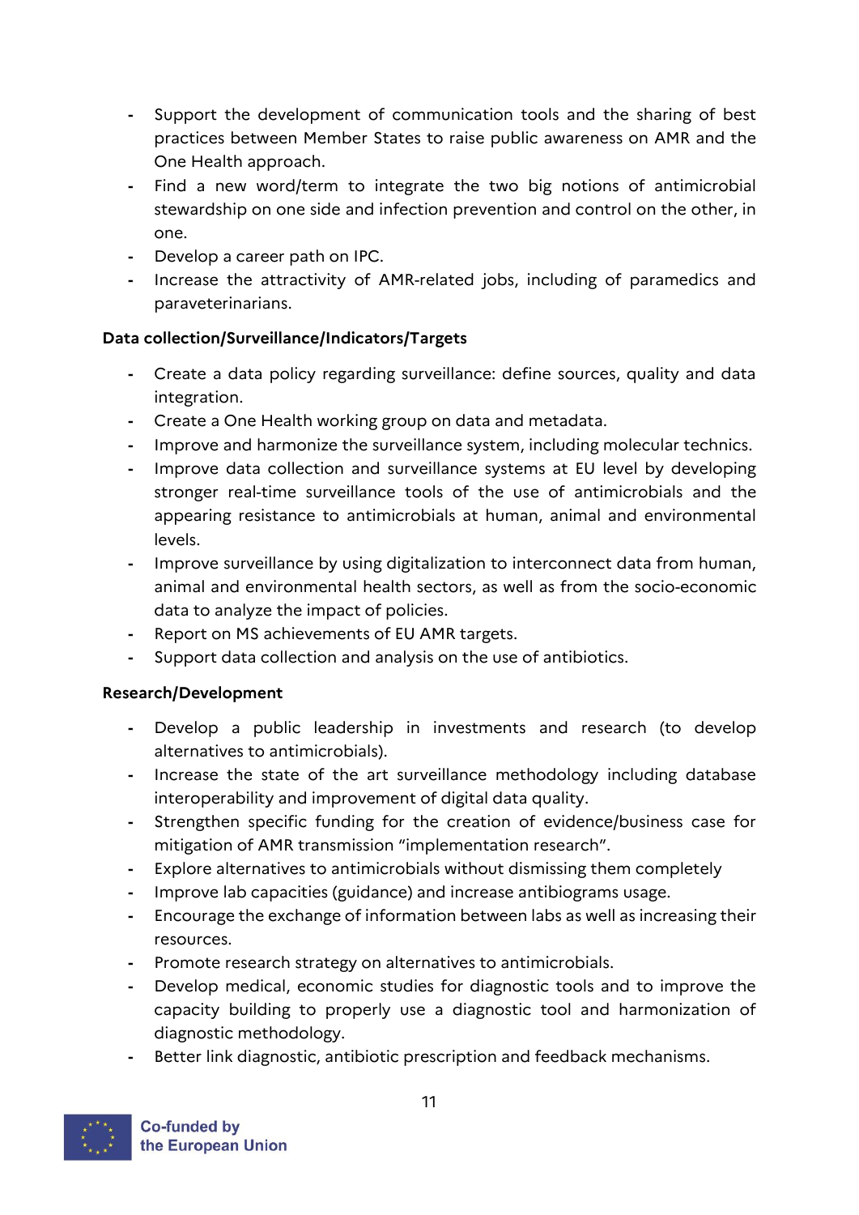- Support the development of communication tools and the sharing of best practices between Member States to raise public awareness on AMR and the One Health approach.
- Find a new word/term to integrate the two big notions of antimicrobial stewardship on one side and infection prevention and control on the other, in one.
- Develop a career path on IPC.
- Increase the attractivity of AMR-related jobs, including of paramedics and paraveterinarians.

**Data collection/Surveillance/Indicators/Targets**

- Create a data policy regarding surveillance: define sources, quality and data integration.
- Create a One Health working group on data and metadata.
- Improve and harmonize the surveillance system, including molecular technics.
- Improve data collection and surveillance systems at EU level by developing stronger real-time surveillance tools of the use of antimicrobials and the appearing resistance to antimicrobials at human, animal and environmental levels.
- Improve surveillance by using digitalization to interconnect data from human, animal and environmental health sectors, as well as from the socio-economic data to analyze the impact of policies.
- Report on MS achievements of EU AMR targets.
- Support data collection and analysis on the use of antibiotics.

**Research/Development**

- Develop a public leadership in investments and research (to develop alternatives to antimicrobials).
- Increase the state of the art surveillance methodology including database interoperability and improvement of digital data quality.
- Strengthen specific funding for the creation of evidence/business case for mitigation of AMR transmission "implementation research".
- Explore alternatives to antimicrobials without dismissing them completely
- Improve lab capacities (guidance) and increase antibiograms usage.
- Encourage the exchange of information between labs as well as increasing their resources.
- Promote research strategy on alternatives to antimicrobials.
- Develop medical, economic studies for diagnostic tools and to improve the capacity building to properly use a diagnostic tool and harmonization of diagnostic methodology.
- Better link diagnostic, antibiotic prescription and feedback mechanisms.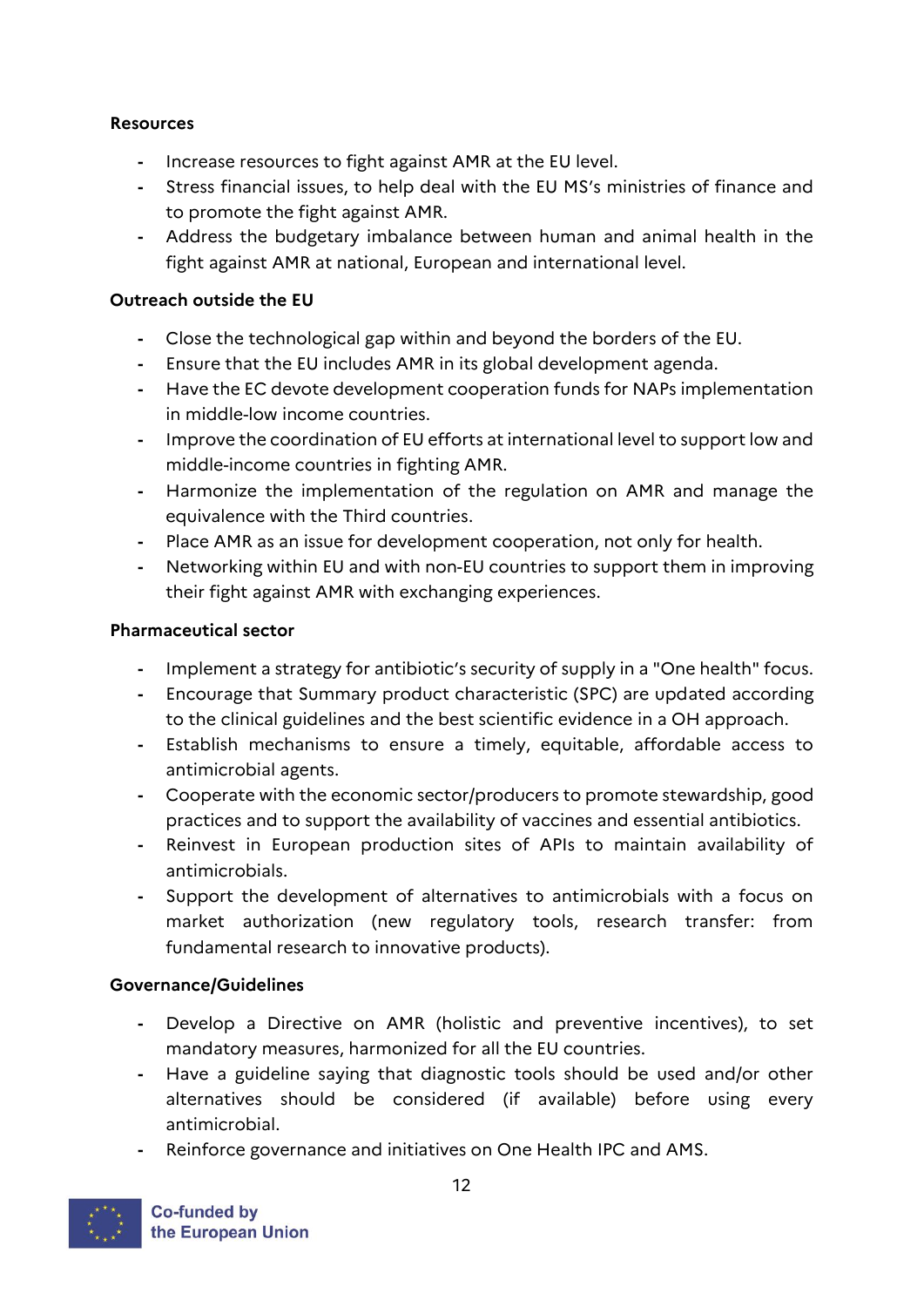**Resources**

- Increase resources to fight against AMR at the EU level.
- Stress financial issues, to help deal with the EU MS's ministries of finance and to promote the fight against AMR.
- Address the budgetary imbalance between human and animal health in the fight against AMR at national, European and international level.

**Outreach outside the EU**

- Close the technological gap within and beyond the borders of the EU.
- Ensure that the EU includes AMR in its global development agenda.
- Have the EC devote development cooperation funds for NAPs implementation in middle-low income countries.
- Improve the coordination of EU efforts at international level to support low and middle-income countries in fighting AMR.
- Harmonize the implementation of the regulation on AMR and manage the equivalence with the Third countries.
- Place AMR as an issue for development cooperation, not only for health.
- Networking within EU and with non-EU countries to support them in improving their fight against AMR with exchanging experiences.

**Pharmaceutical sector**

- Implement a strategy for antibiotic's security of supply in a "One health" focus.
- Encourage that Summary product characteristic (SPC) are updated according to the clinical guidelines and the best scientific evidence in a OH approach.
- Establish mechanisms to ensure a timely, equitable, affordable access to antimicrobial agents.
- Cooperate with the economic sector/producers to promote stewardship, good practices and to support the availability of vaccines and essential antibiotics.
- Reinvest in European production sites of APIs to maintain availability of antimicrobials.
- Support the development of alternatives to antimicrobials with a focus on market authorization (new regulatory tools, research transfer: from fundamental research to innovative products).

**Governance/Guidelines**

- Develop a Directive on AMR (holistic and preventive incentives), to set mandatory measures, harmonized for all the EU countries.
- Have a guideline saying that diagnostic tools should be used and/or other alternatives should be considered (if available) before using every antimicrobial.
- Reinforce governance and initiatives on One Health IPC and AMS.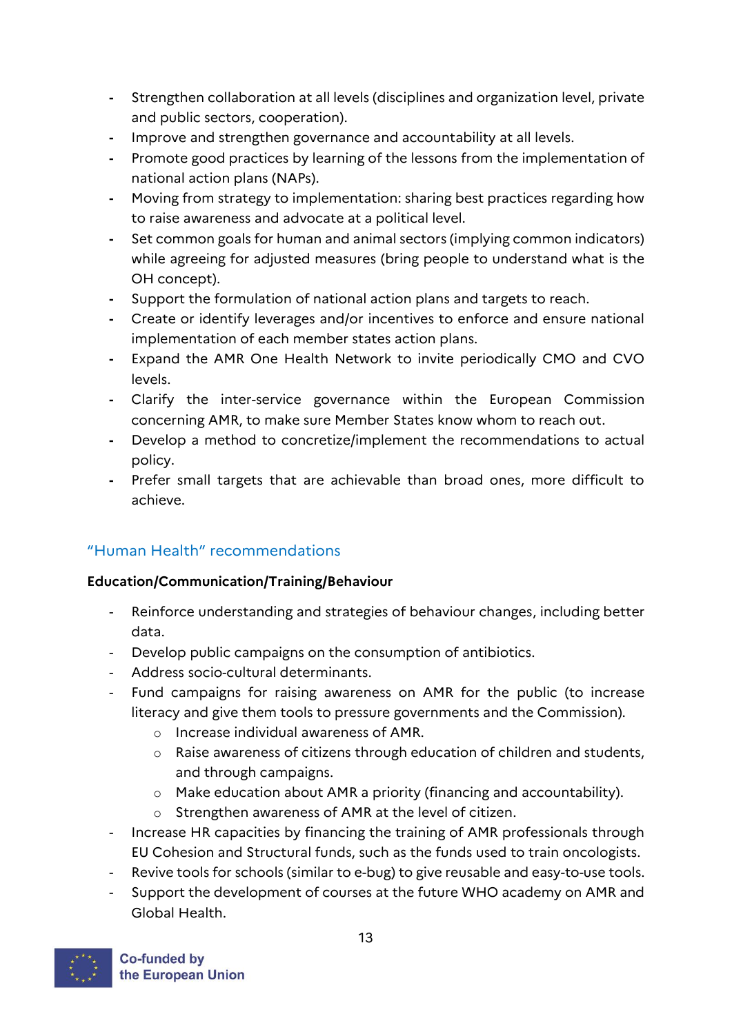- Strengthen collaboration at all levels (disciplines and organization level, private and public sectors, cooperation).
- Improve and strengthen governance and accountability at all levels.
- Promote good practices by learning of the lessons from the implementation of national action plans (NAPs).
- Moving from strategy to implementation: sharing best practices regarding how to raise awareness and advocate at a political level.
- Set common goals for human and animal sectors (implying common indicators) while agreeing for adjusted measures (bring people to understand what is the OH concept).
- Support the formulation of national action plans and targets to reach.
- Create or identify leverages and/or incentives to enforce and ensure national implementation of each member states action plans.
- Expand the AMR One Health Network to invite periodically CMO and CVO levels.
- Clarify the inter-service governance within the European Commission concerning AMR, to make sure Member States know whom to reach out.
- Develop a method to concretize/implement the recommendations to actual policy.
- Prefer small targets that are achievable than broad ones, more difficult to achieve.

## "Human Health" recommendations

**Education/Communication/Training/Behaviour**

- Reinforce understanding and strategies of behaviour changes, including better data.
- Develop public campaigns on the consumption of antibiotics.
- Address socio-cultural determinants.
- Fund campaigns for raising awareness on AMR for the public (to increase literacy and give them tools to pressure governments and the Commission).
  - Increase individual awareness of AMR.
  - Raise awareness of citizens through education of children and students, and through campaigns.
  - Make education about AMR a priority (financing and accountability).
  - Strengthen awareness of AMR at the level of citizen.
- Increase HR capacities by financing the training of AMR professionals through EU Cohesion and Structural funds, such as the funds used to train oncologists.
- Revive tools for schools (similar to e-bug) to give reusable and easy-to-use tools.
- Support the development of courses at the future WHO academy on AMR and Global Health.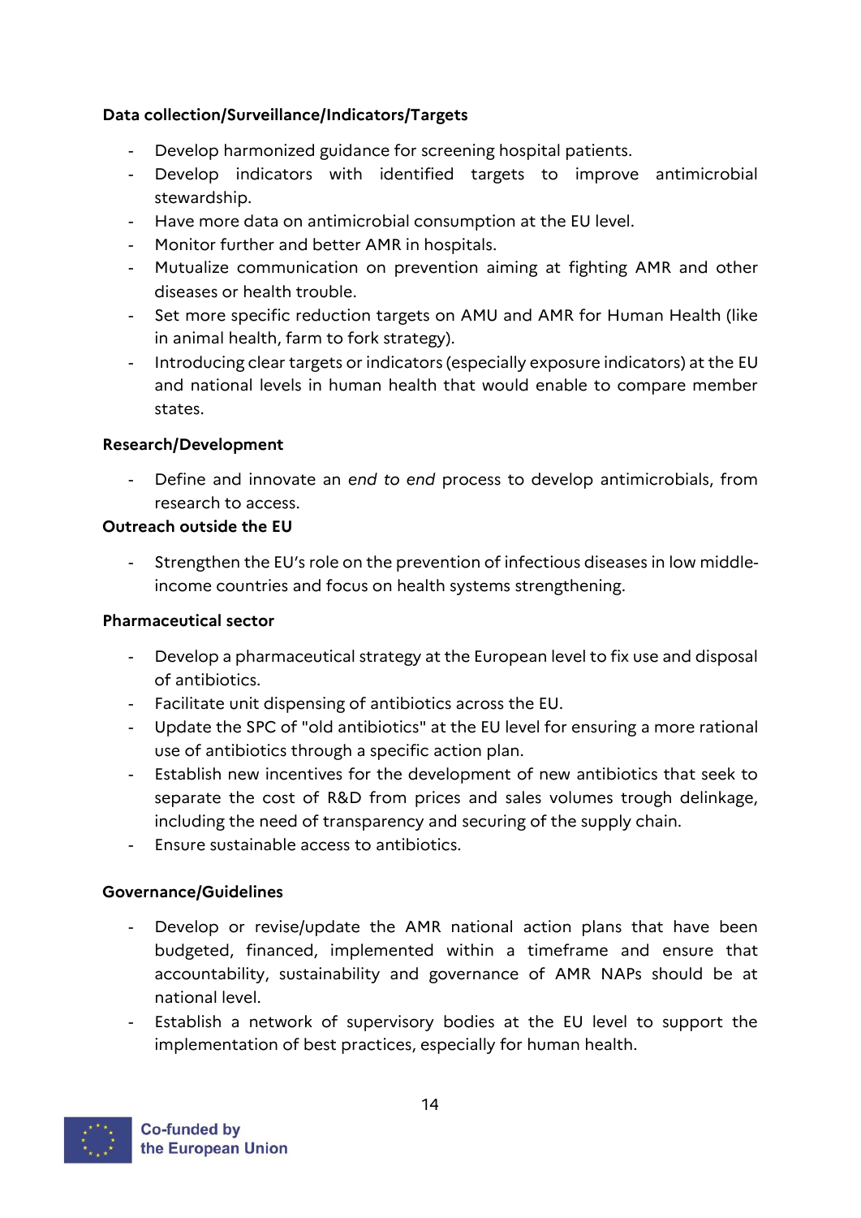**Data collection/Surveillance/Indicators/Targets**

- Develop harmonized guidance for screening hospital patients.
- Develop indicators with identified targets to improve antimicrobial stewardship.
- Have more data on antimicrobial consumption at the EU level.
- Monitor further and better AMR in hospitals.
- Mutualize communication on prevention aiming at fighting AMR and other diseases or health trouble.
- Set more specific reduction targets on AMU and AMR for Human Health (like in animal health, farm to fork strategy).
- Introducing clear targets or indicators (especially exposure indicators) at the EU and national levels in human health that would enable to compare member states.

**Research/Development**

- Define and innovate an *end to end* process to develop antimicrobials, from research to access.

**Outreach outside the EU**

- Strengthen the EU's role on the prevention of infectious diseases in low middle-income countries and focus on health systems strengthening.

**Pharmaceutical sector**

- Develop a pharmaceutical strategy at the European level to fix use and disposal of antibiotics.
- Facilitate unit dispensing of antibiotics across the EU.
- Update the SPC of "old antibiotics" at the EU level for ensuring a more rational use of antibiotics through a specific action plan.
- Establish new incentives for the development of new antibiotics that seek to separate the cost of R&D from prices and sales volumes trough delinkage, including the need of transparency and securing of the supply chain.
- Ensure sustainable access to antibiotics.

**Governance/Guidelines**

- Develop or revise/update the AMR national action plans that have been budgeted, financed, implemented within a timeframe and ensure that accountability, sustainability and governance of AMR NAPs should be at national level.
- Establish a network of supervisory bodies at the EU level to support the implementation of best practices, especially for human health.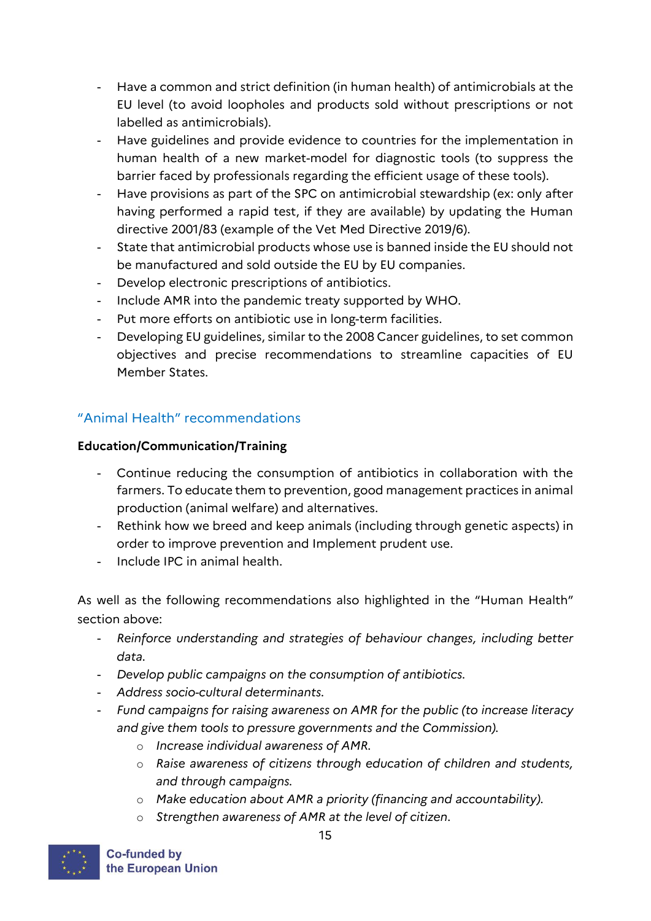- Have a common and strict definition (in human health) of antimicrobials at the EU level (to avoid loopholes and products sold without prescriptions or not labelled as antimicrobials).
- Have guidelines and provide evidence to countries for the implementation in human health of a new market-model for diagnostic tools (to suppress the barrier faced by professionals regarding the efficient usage of these tools).
- Have provisions as part of the SPC on antimicrobial stewardship (ex: only after having performed a rapid test, if they are available) by updating the Human directive 2001/83 (example of the Vet Med Directive 2019/6).
- State that antimicrobial products whose use is banned inside the EU should not be manufactured and sold outside the EU by EU companies.
- Develop electronic prescriptions of antibiotics.
- Include AMR into the pandemic treaty supported by WHO.
- Put more efforts on antibiotic use in long-term facilities.
- Developing EU guidelines, similar to the 2008 Cancer guidelines, to set common objectives and precise recommendations to streamline capacities of EU Member States.

## "Animal Health" recommendations

**Education/Communication/Training**

- Continue reducing the consumption of antibiotics in collaboration with the farmers. To educate them to prevention, good management practices in animal production (animal welfare) and alternatives.
- Rethink how we breed and keep animals (including through genetic aspects) in order to improve prevention and Implement prudent use.
- Include IPC in animal health.

As well as the following recommendations also highlighted in the "Human Health" section above:

- *Reinforce understanding and strategies of behaviour changes, including better data.*
- *Develop public campaigns on the consumption of antibiotics.*
- *Address socio-cultural determinants.*
- *Fund campaigns for raising awareness on AMR for the public (to increase literacy and give them tools to pressure governments and the Commission).*
  - *Increase individual awareness of AMR.*
  - *Raise awareness of citizens through education of children and students, and through campaigns.*
  - *Make education about AMR a priority (financing and accountability).*
  - *Strengthen awareness of AMR at the level of citizen.*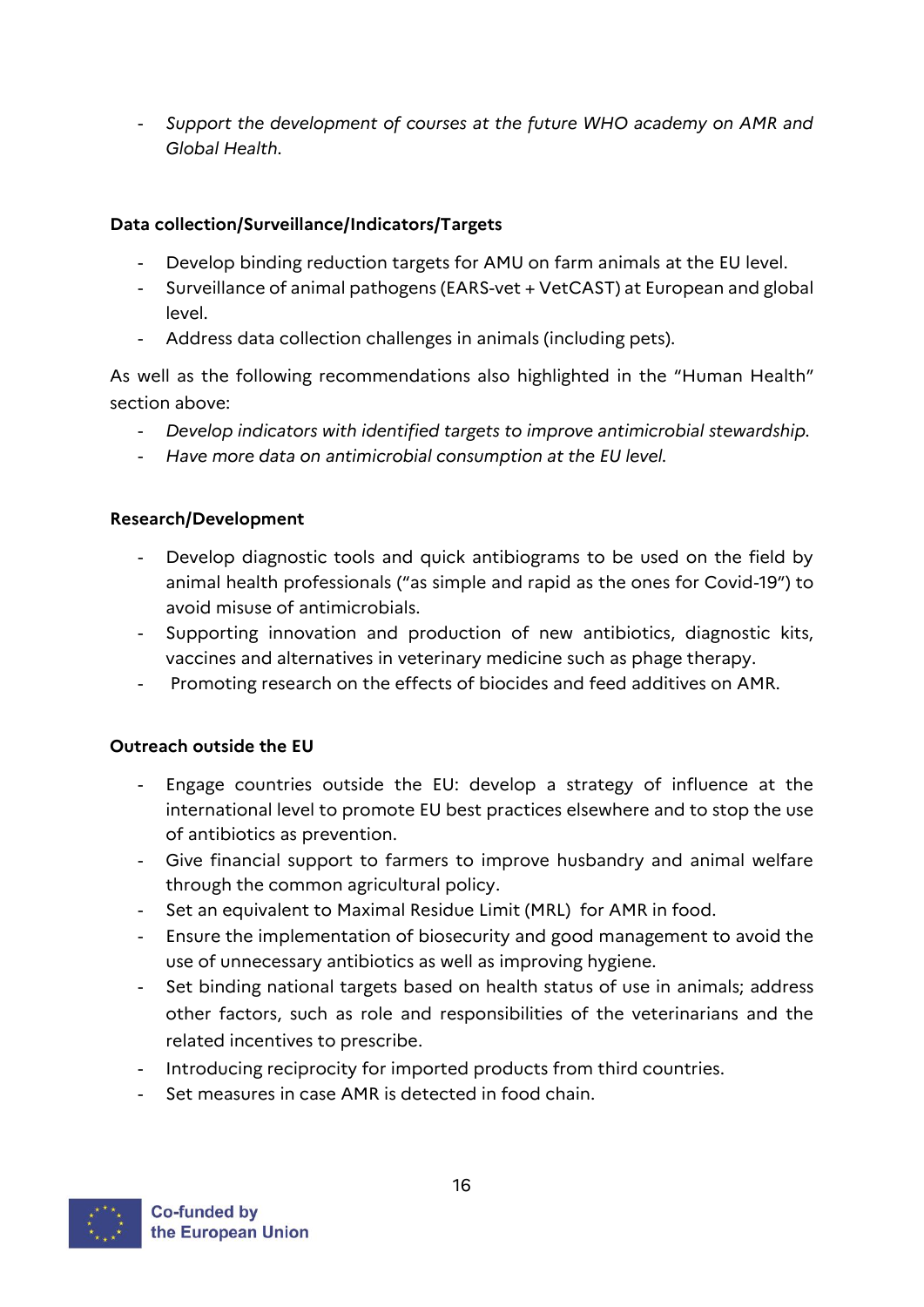- *Support the development of courses at the future WHO academy on AMR and Global Health.*

**Data collection/Surveillance/Indicators/Targets**

- Develop binding reduction targets for AMU on farm animals at the EU level.
- Surveillance of animal pathogens (EARS-vet + VetCAST) at European and global level.
- Address data collection challenges in animals (including pets).

As well as the following recommendations also highlighted in the "Human Health" section above:

- *Develop indicators with identified targets to improve antimicrobial stewardship.*
- *Have more data on antimicrobial consumption at the EU level.*

**Research/Development**

- Develop diagnostic tools and quick antibiograms to be used on the field by animal health professionals ("as simple and rapid as the ones for Covid-19") to avoid misuse of antimicrobials.
- Supporting innovation and production of new antibiotics, diagnostic kits, vaccines and alternatives in veterinary medicine such as phage therapy.
- Promoting research on the effects of biocides and feed additives on AMR.

**Outreach outside the EU**

- Engage countries outside the EU: develop a strategy of influence at the international level to promote EU best practices elsewhere and to stop the use of antibiotics as prevention.
- Give financial support to farmers to improve husbandry and animal welfare through the common agricultural policy.
- Set an equivalent to Maximal Residue Limit (MRL) for AMR in food.
- Ensure the implementation of biosecurity and good management to avoid the use of unnecessary antibiotics as well as improving hygiene.
- Set binding national targets based on health status of use in animals; address other factors, such as role and responsibilities of the veterinarians and the related incentives to prescribe.
- Introducing reciprocity for imported products from third countries.
- Set measures in case AMR is detected in food chain.

Co-funded by the European Union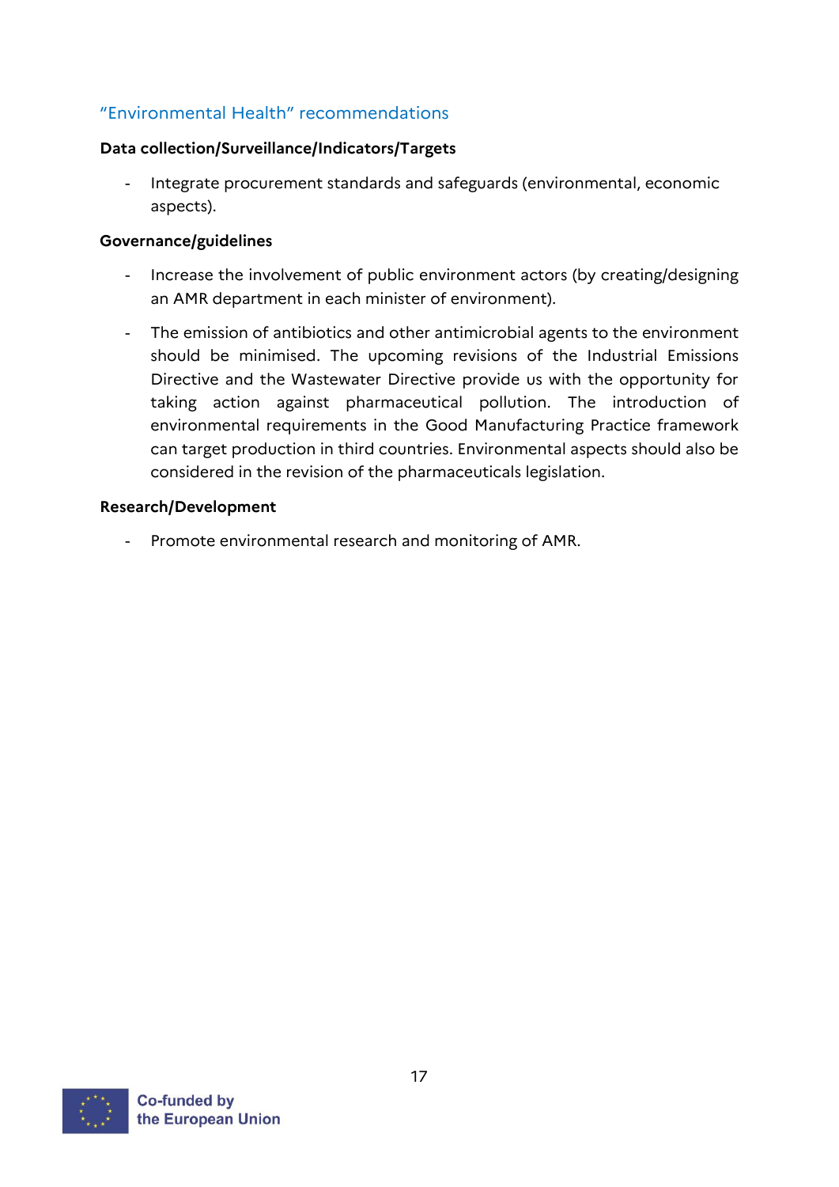## "Environmental Health" recommendations

**Data collection/Surveillance/Indicators/Targets**

- Integrate procurement standards and safeguards (environmental, economic aspects).

**Governance/guidelines**

- Increase the involvement of public environment actors (by creating/designing an AMR department in each minister of environment).
- The emission of antibiotics and other antimicrobial agents to the environment should be minimised. The upcoming revisions of the Industrial Emissions Directive and the Wastewater Directive provide us with the opportunity for taking action against pharmaceutical pollution. The introduction of environmental requirements in the Good Manufacturing Practice framework can target production in third countries. Environmental aspects should also be considered in the revision of the pharmaceuticals legislation.

**Research/Development**

- Promote environmental research and monitoring of AMR.